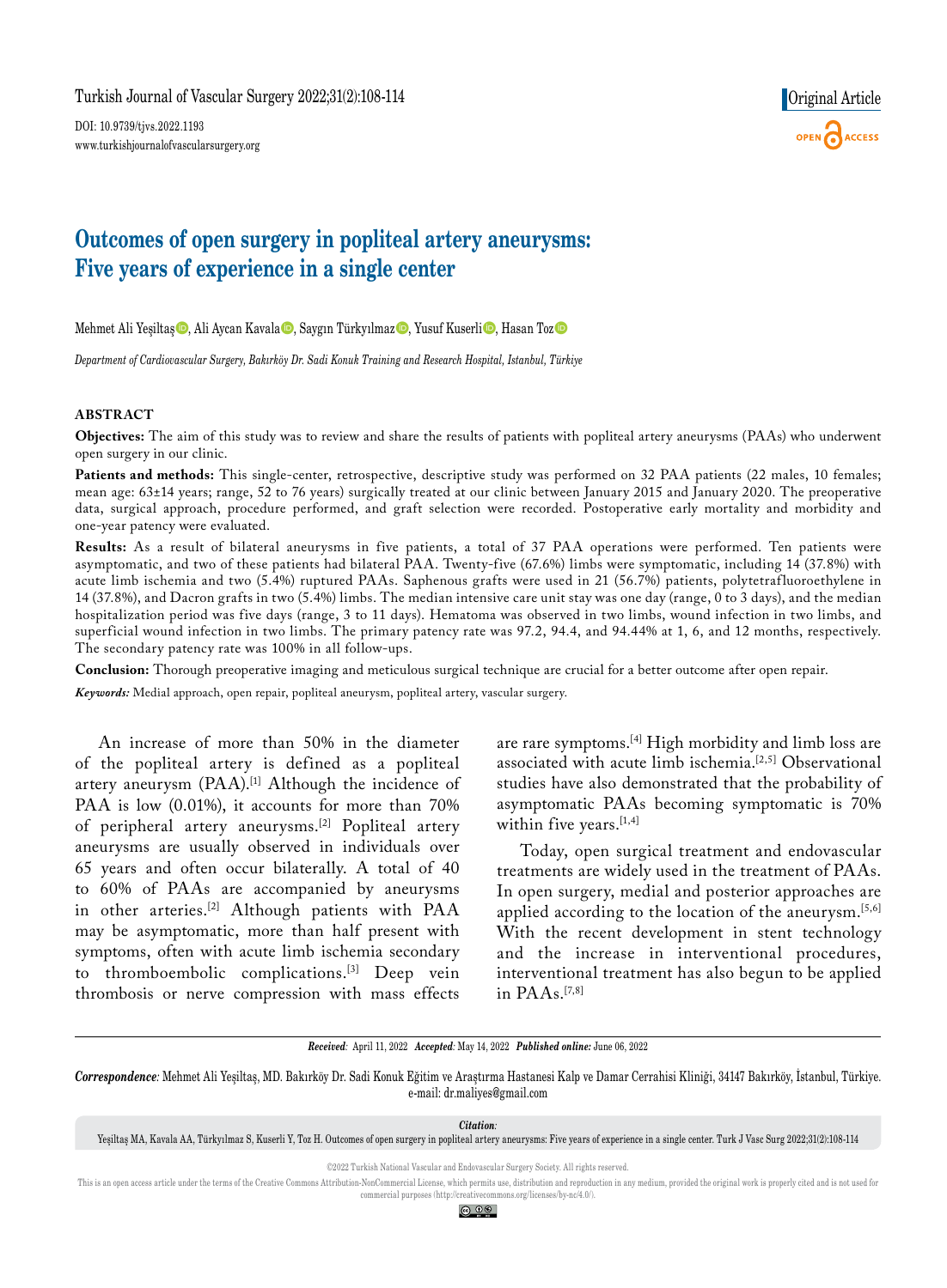Original Article

# Outcomes of open surgery in popliteal artery aneurysms: Five years of experience in a single center

Mehmet Ali Yeşiltaş, Ali Aycan Kavala, Saygın Türkyılmaz, Yusuf Kuserli, Hasan Toz

*Department of Cardiovascular Surgery, Bakırköy Dr. Sadi Konuk Training and Research Hospital, Istanbul, Türkiye*

## ABSTRACT

**Objectives:** The aim of this study was to review and share the results of patients with popliteal artery aneurysms (PAAs) who underwent open surgery in our clinic.

**Patients and methods:** This single-center, retrospective, descriptive study was performed on 32 PAA patients (22 males, 10 females; mean age: 63±14 years; range, 52 to 76 years) surgically treated at our clinic between January 2015 and January 2020. The preoperative data, surgical approach, procedure performed, and graft selection were recorded. Postoperative early mortality and morbidity and one-year patency were evaluated.

**Results:** As a result of bilateral aneurysms in five patients, a total of 37 PAA operations were performed. Ten patients were asymptomatic, and two of these patients had bilateral PAA. Twenty-five (67.6%) limbs were symptomatic, including 14 (37.8%) with acute limb ischemia and two (5.4%) ruptured PAAs. Saphenous grafts were used in 21 (56.7%) patients, polytetrafluoroethylene in 14 (37.8%), and Dacron grafts in two (5.4%) limbs. The median intensive care unit stay was one day (range, 0 to 3 days), and the median hospitalization period was five days (range, 3 to 11 days). Hematoma was observed in two limbs, wound infection in two limbs, and superficial wound infection in two limbs. The primary patency rate was 97.2, 94.4, and 94.44% at 1, 6, and 12 months, respectively. The secondary patency rate was 100% in all follow-ups.

**Conclusion:** Thorough preoperative imaging and meticulous surgical technique are crucial for a better outcome after open repair.

***Keywords:*** Medial approach, open repair, popliteal aneurysm, popliteal artery, vascular surgery.

An increase of more than 50% in the diameter of the popliteal artery is defined as a popliteal artery aneurysm (PAA).[1] Although the incidence of PAA is low (0.01%), it accounts for more than 70% of peripheral artery aneurysms.[2] Popliteal artery aneurysms are usually observed in individuals over 65 years and often occur bilaterally. A total of 40 to 60% of PAAs are accompanied by aneurysms in other arteries.[2] Although patients with PAA may be asymptomatic, more than half present with symptoms, often with acute limb ischemia secondary to thromboembolic complications.[3] Deep vein thrombosis or nerve compression with mass effects are rare symptoms.[4] High morbidity and limb loss are associated with acute limb ischemia.[2,5] Observational studies have also demonstrated that the probability of asymptomatic PAAs becoming symptomatic is 70% within five years.[1,4]

Today, open surgical treatment and endovascular treatments are widely used in the treatment of PAAs. In open surgery, medial and posterior approaches are applied according to the location of the aneurysm.[5,6] With the recent development in stent technology and the increase in interventional procedures, interventional treatment has also begun to be applied in PAAs.[7,8]

*Received:* April 11, 2022 *Accepted:* May 14, 2022 *Published online:* June 06, 2022

*Correspondence:* Mehmet Ali Yeşiltaş, MD. Bakırköy Dr. Sadi Konuk Eğitim ve Araştırma Hastanesi Kalp ve Damar Cerrahisi Kliniği, 34147 Bakırköy, İstanbul, Türkiye. e-mail: dr.maliyes@gmail.com

*Citation:* Yeşiltaş MA, Kavala AA, Türkyılmaz S, Kuserli Y, Toz H. Outcomes of open surgery in popliteal artery aneurysms: Five years of experience in a single center. Turk J Vasc Surg 2022;31(2):108-114

©2022 Turkish National Vascular and Endovascular Surgery Society. All rights reserved.

This is an open access article under the terms of the Creative Commons Attribution-NonCommercial License, which permits use, distribution and reproduction in any medium, provided the original work is properly cited and is not used for commercial purposes (http://creativecommons.org/licenses/by-nc/4.0/).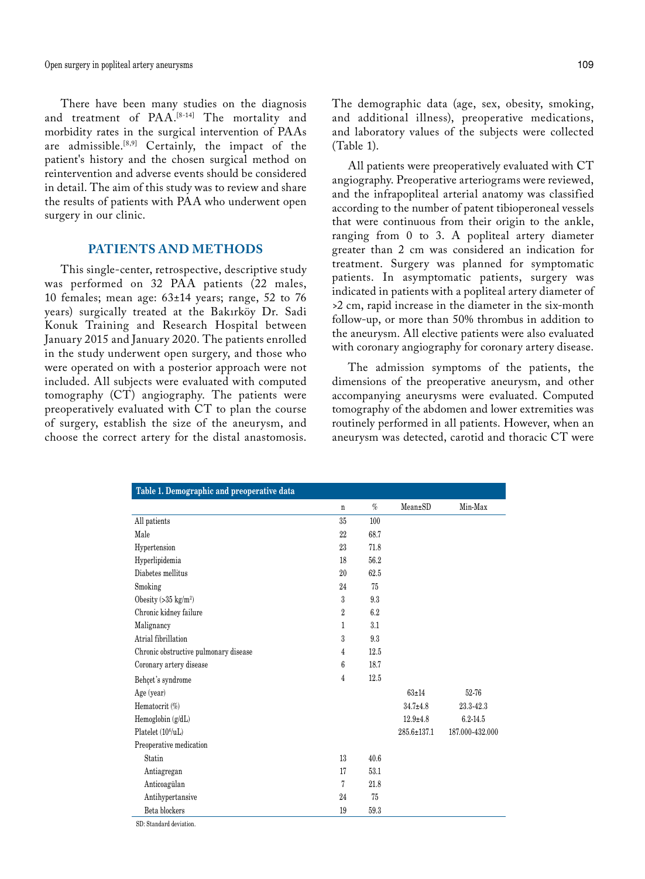There have been many studies on the diagnosis and treatment of PAA.[8-14] The mortality and morbidity rates in the surgical intervention of PAAs are admissible.[8,9] Certainly, the impact of the patient's history and the chosen surgical method on reintervention and adverse events should be considered in detail. The aim of this study was to review and share the results of patients with PAA who underwent open surgery in our clinic.

## PATIENTS AND METHODS

This single-center, retrospective, descriptive study was performed on 32 PAA patients (22 males, 10 females; mean age: 63±14 years; range, 52 to 76 years) surgically treated at the Bakırköy Dr. Sadi Konuk Training and Research Hospital between January 2015 and January 2020. The patients enrolled in the study underwent open surgery, and those who were operated on with a posterior approach were not included. All subjects were evaluated with computed tomography (CT) angiography. The patients were preoperatively evaluated with CT to plan the course of surgery, establish the size of the aneurysm, and choose the correct artery for the distal anastomosis. The demographic data (age, sex, obesity, smoking, and additional illness), preoperative medications, and laboratory values of the subjects were collected (Table 1).

All patients were preoperatively evaluated with CT angiography. Preoperative arteriograms were reviewed, and the infrapopliteal arterial anatomy was classified according to the number of patent tibioperoneal vessels that were continuous from their origin to the ankle, ranging from 0 to 3. A popliteal artery diameter greater than 2 cm was considered an indication for treatment. Surgery was planned for symptomatic patients. In asymptomatic patients, surgery was indicated in patients with a popliteal artery diameter of >2 cm, rapid increase in the diameter in the six-month follow-up, or more than 50% thrombus in addition to the aneurysm. All elective patients were also evaluated with coronary angiography for coronary artery disease.

The admission symptoms of the patients, the dimensions of the preoperative aneurysm, and other accompanying aneurysms were evaluated. Computed tomography of the abdomen and lower extremities was routinely performed in all patients. However, when an aneurysm was detected, carotid and thoracic CT were

**Table 1. Demographic and preoperative data**

| | n | % | Mean±SD | Min-Max |
|---|---|---|---|---|
| All patients | 35 | 100 | | |
| Male | 22 | 68.7 | | |
| Hypertension | 23 | 71.8 | | |
| Hyperlipidemia | 18 | 56.2 | | |
| Diabetes mellitus | 20 | 62.5 | | |
| Smoking | 24 | 75 | | |
| Obesity (>35 kg/m²) | 3 | 9.3 | | |
| Chronic kidney failure | 2 | 6.2 | | |
| Malignancy | 1 | 3.1 | | |
| Atrial fibrillation | 3 | 9.3 | | |
| Chronic obstructive pulmonary disease | 4 | 12.5 | | |
| Coronary artery disease | 6 | 18.7 | | |
| Behçet's syndrome | 4 | 12.5 | | |
| Age (year) | | | 63±14 | 52-76 |
| Hematocrit (%) | | | 34.7±4.8 | 23.3-42.3 |
| Hemoglobin (g/dL) | | | 12.9±4.8 | 6.2-14.5 |
| Platelet (10⁶/uL) | | | 285.6±137.1 | 187.000-432.000 |
| Preoperative medication | | | | |
| Statin | 13 | 40.6 | | |
| Antiagregan | 17 | 53.1 | | |
| Anticoagülan | 7 | 21.8 | | |
| Antihypertansive | 24 | 75 | | |
| Beta blockers | 19 | 59.3 | | |

SD: Standard deviation.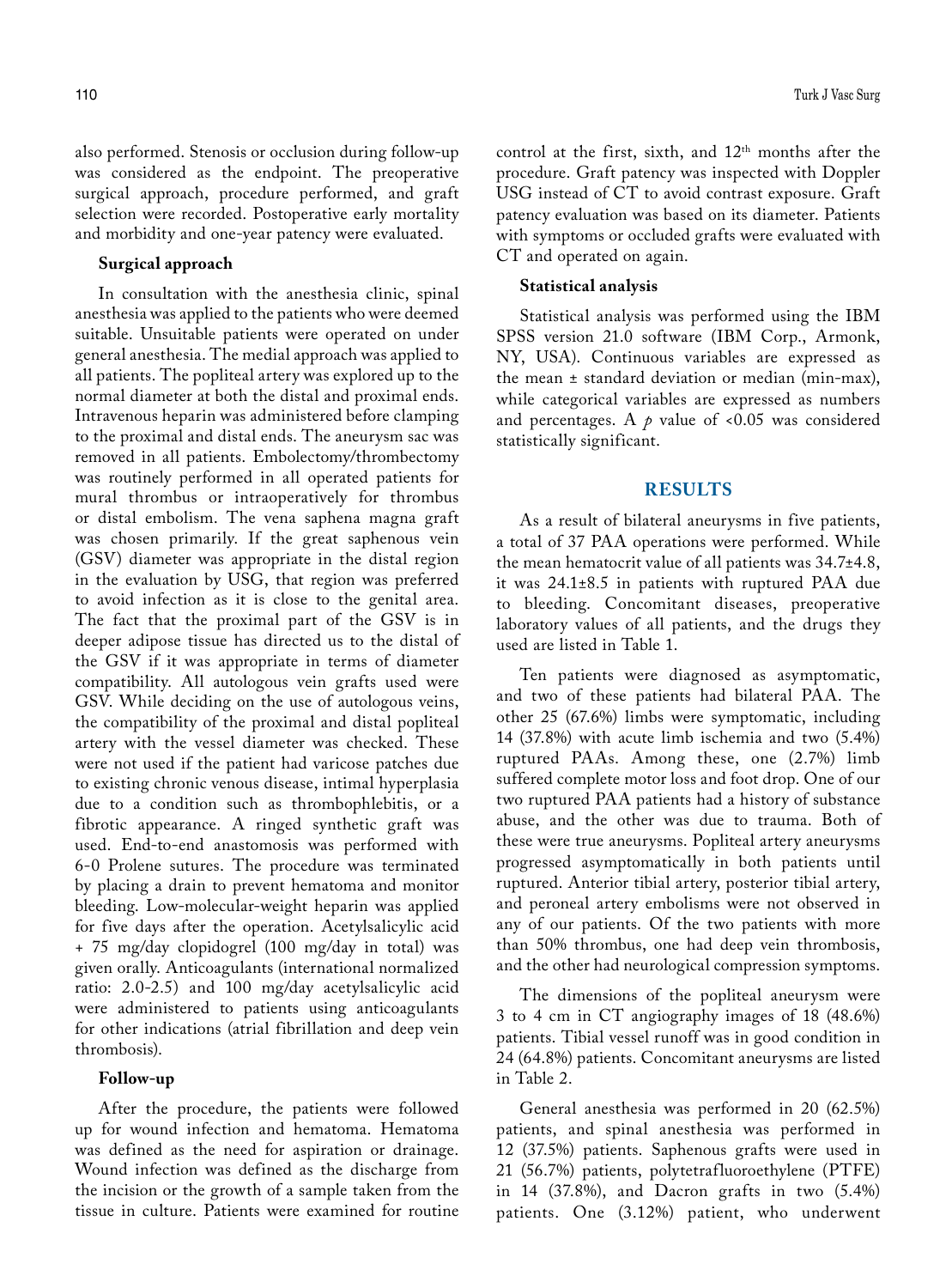also performed. Stenosis or occlusion during follow-up was considered as the endpoint. The preoperative surgical approach, procedure performed, and graft selection were recorded. Postoperative early mortality and morbidity and one-year patency were evaluated.

### Surgical approach

In consultation with the anesthesia clinic, spinal anesthesia was applied to the patients who were deemed suitable. Unsuitable patients were operated on under general anesthesia. The medial approach was applied to all patients. The popliteal artery was explored up to the normal diameter at both the distal and proximal ends. Intravenous heparin was administered before clamping to the proximal and distal ends. The aneurysm sac was removed in all patients. Embolectomy/thrombectomy was routinely performed in all operated patients for mural thrombus or intraoperatively for thrombus or distal embolism. The vena saphena magna graft was chosen primarily. If the great saphenous vein (GSV) diameter was appropriate in the distal region in the evaluation by USG, that region was preferred to avoid infection as it is close to the genital area. The fact that the proximal part of the GSV is in deeper adipose tissue has directed us to the distal of the GSV if it was appropriate in terms of diameter compatibility. All autologous vein grafts used were GSV. While deciding on the use of autologous veins, the compatibility of the proximal and distal popliteal artery with the vessel diameter was checked. These were not used if the patient had varicose patches due to existing chronic venous disease, intimal hyperplasia due to a condition such as thrombophlebitis, or a fibrotic appearance. A ringed synthetic graft was used. End-to-end anastomosis was performed with 6-0 Prolene sutures. The procedure was terminated by placing a drain to prevent hematoma and monitor bleeding. Low-molecular-weight heparin was applied for five days after the operation. Acetylsalicylic acid + 75 mg/day clopidogrel (100 mg/day in total) was given orally. Anticoagulants (international normalized ratio: 2.0-2.5) and 100 mg/day acetylsalicylic acid were administered to patients using anticoagulants for other indications (atrial fibrillation and deep vein thrombosis).

### Follow-up

After the procedure, the patients were followed up for wound infection and hematoma. Hematoma was defined as the need for aspiration or drainage. Wound infection was defined as the discharge from the incision or the growth of a sample taken from the tissue in culture. Patients were examined for routine control at the first, sixth, and 12th months after the procedure. Graft patency was inspected with Doppler USG instead of CT to avoid contrast exposure. Graft patency evaluation was based on its diameter. Patients with symptoms or occluded grafts were evaluated with CT and operated on again.

### Statistical analysis

Statistical analysis was performed using the IBM SPSS version 21.0 software (IBM Corp., Armonk, NY, USA). Continuous variables are expressed as the mean ± standard deviation or median (min-max), while categorical variables are expressed as numbers and percentages. A $p$ value of <0.05 was considered statistically significant.

## RESULTS

As a result of bilateral aneurysms in five patients, a total of 37 PAA operations were performed. While the mean hematocrit value of all patients was 34.7±4.8, it was 24.1±8.5 in patients with ruptured PAA due to bleeding. Concomitant diseases, preoperative laboratory values of all patients, and the drugs they used are listed in Table 1.

Ten patients were diagnosed as asymptomatic, and two of these patients had bilateral PAA. The other 25 (67.6%) limbs were symptomatic, including 14 (37.8%) with acute limb ischemia and two (5.4%) ruptured PAAs. Among these, one (2.7%) limb suffered complete motor loss and foot drop. One of our two ruptured PAA patients had a history of substance abuse, and the other was due to trauma. Both of these were true aneurysms. Popliteal artery aneurysms progressed asymptomatically in both patients until ruptured. Anterior tibial artery, posterior tibial artery, and peroneal artery embolisms were not observed in any of our patients. Of the two patients with more than 50% thrombus, one had deep vein thrombosis, and the other had neurological compression symptoms.

The dimensions of the popliteal aneurysm were 3 to 4 cm in CT angiography images of 18 (48.6%) patients. Tibial vessel runoff was in good condition in 24 (64.8%) patients. Concomitant aneurysms are listed in Table 2.

General anesthesia was performed in 20 (62.5%) patients, and spinal anesthesia was performed in 12 (37.5%) patients. Saphenous grafts were used in 21 (56.7%) patients, polytetrafluoroethylene (PTFE) in 14 (37.8%), and Dacron grafts in two (5.4%) patients. One (3.12%) patient, who underwent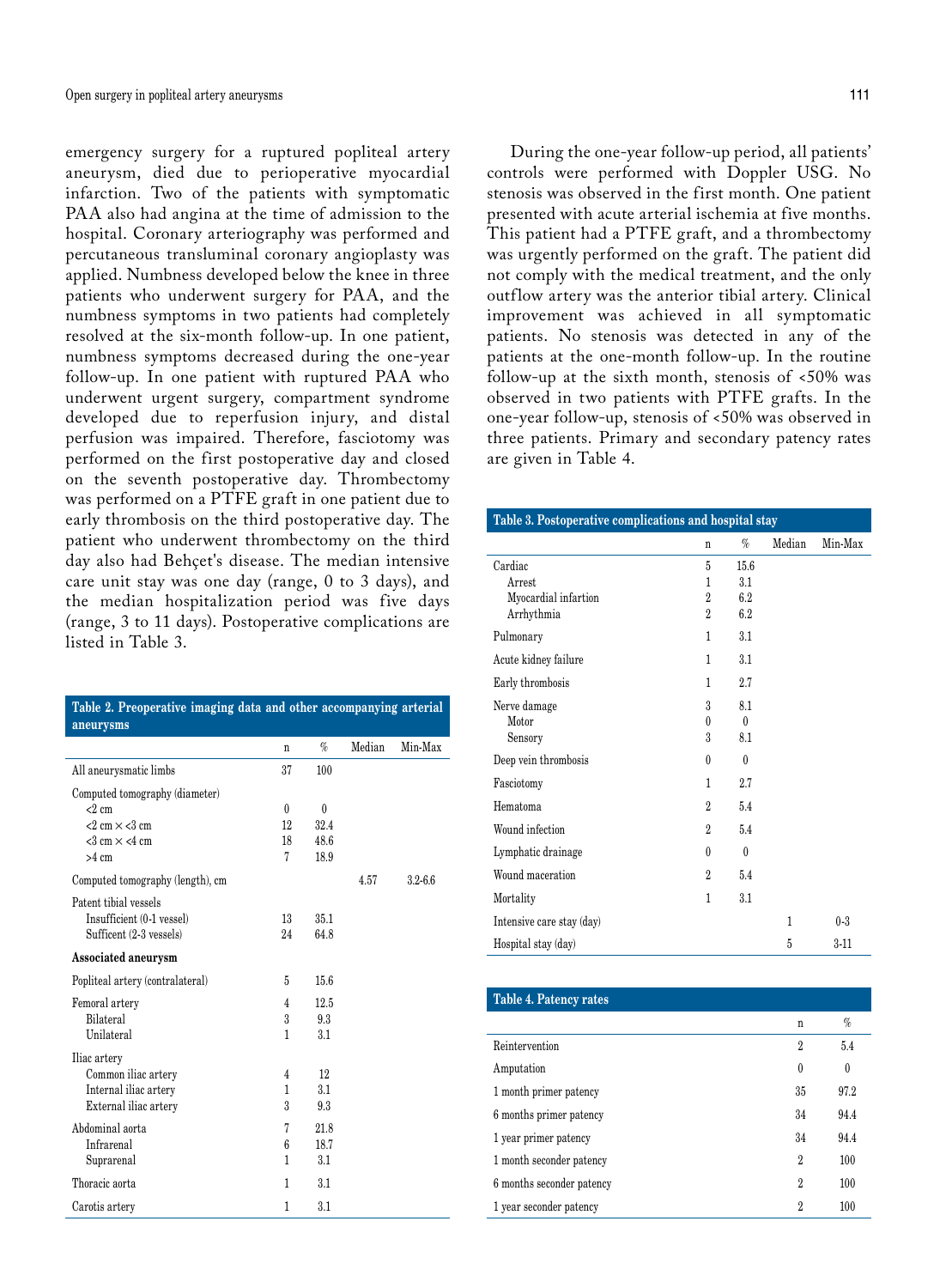emergency surgery for a ruptured popliteal artery aneurysm, died due to perioperative myocardial infarction. Two of the patients with symptomatic PAA also had angina at the time of admission to the hospital. Coronary arteriography was performed and percutaneous transluminal coronary angioplasty was applied. Numbness developed below the knee in three patients who underwent surgery for PAA, and the numbness symptoms in two patients had completely resolved at the six-month follow-up. In one patient, numbness symptoms decreased during the one-year follow-up. In one patient with ruptured PAA who underwent urgent surgery, compartment syndrome developed due to reperfusion injury, and distal perfusion was impaired. Therefore, fasciotomy was performed on the first postoperative day and closed on the seventh postoperative day. Thrombectomy was performed on a PTFE graft in one patient due to early thrombosis on the third postoperative day. The patient who underwent thrombectomy on the third day also had Behçet's disease. The median intensive care unit stay was one day (range, 0 to 3 days), and the median hospitalization period was five days (range, 3 to 11 days). Postoperative complications are listed in Table 3.

**Table 2. Preoperative imaging data and other accompanying arterial aneurysms**

| | n | % | Median | Min-Max |
|---|---|---|---|---|
| All aneurysmatic limbs | 37 | 100 | | |
| Computed tomography (diameter) | | | | |
| <2 cm | 0 | 0 | | |
| <2 cm × <3 cm | 12 | 32.4 | | |
| <3 cm × <4 cm | 18 | 48.6 | | |
| >4 cm | 7 | 18.9 | | |
| Computed tomography (length), cm | | | 4.57 | 3.2-6.6 |
| Patent tibial vessels | | | | |
| Insufficient (0-1 vessel) | 13 | 35.1 | | |
| Sufficent (2-3 vessels) | 24 | 64.8 | | |
| **Associated aneurysm** | | | | |
| Popliteal artery (contralateral) | 5 | 15.6 | | |
| Femoral artery | 4 | 12.5 | | |
| Bilateral | 3 | 9.3 | | |
| Unilateral | 1 | 3.1 | | |
| Iliac artery | | | | |
| Common iliac artery | 4 | 12 | | |
| Internal iliac artery | 1 | 3.1 | | |
| External iliac artery | 3 | 9.3 | | |
| Abdominal aorta | 7 | 21.8 | | |
| Infrarenal | 6 | 18.7 | | |
| Suprarenal | 1 | 3.1 | | |
| Thoracic aorta | 1 | 3.1 | | |
| Carotis artery | 1 | 3.1 | | |

During the one-year follow-up period, all patients' controls were performed with Doppler USG. No stenosis was observed in the first month. One patient presented with acute arterial ischemia at five months. This patient had a PTFE graft, and a thrombectomy was urgently performed on the graft. The patient did not comply with the medical treatment, and the only outflow artery was the anterior tibial artery. Clinical improvement was achieved in all symptomatic patients. No stenosis was detected in any of the patients at the one-month follow-up. In the routine follow-up at the sixth month, stenosis of <50% was observed in two patients with PTFE grafts. In the one-year follow-up, stenosis of <50% was observed in three patients. Primary and secondary patency rates are given in Table 4.

**Table 3. Postoperative complications and hospital stay**

| | n | % | Median | Min-Max |
|---|---|---|---|---|
| Cardiac | 5 | 15.6 | | |
| Arrest | 1 | 3.1 | | |
| Myocardial infartion | 2 | 6.2 | | |
| Arrhythmia | 2 | 6.2 | | |
| Pulmonary | 1 | 3.1 | | |
| Acute kidney failure | 1 | 3.1 | | |
| Early thrombosis | 1 | 2.7 | | |
| Nerve damage | 3 | 8.1 | | |
| Motor | 0 | 0 | | |
| Sensory | 3 | 8.1 | | |
| Deep vein thrombosis | 0 | 0 | | |
| Fasciotomy | 1 | 2.7 | | |
| Hematoma | 2 | 5.4 | | |
| Wound infection | 2 | 5.4 | | |
| Lymphatic drainage | 0 | 0 | | |
| Wound maceration | 2 | 5.4 | | |
| Mortality | 1 | 3.1 | | |
| Intensive care stay (day) | | | 1 | 0-3 |
| Hospital stay (day) | | | 5 | 3-11 |

**Table 4. Patency rates**

| | n | % |
|---|---|---|
| Reintervention | 2 | 5.4 |
| Amputation | 0 | 0 |
| 1 month primer patency | 35 | 97.2 |
| 6 months primer patency | 34 | 94.4 |
| 1 year primer patency | 34 | 94.4 |
| 1 month seconder patency | 2 | 100 |
| 6 months seconder patency | 2 | 100 |
| 1 year seconder patency | 2 | 100 |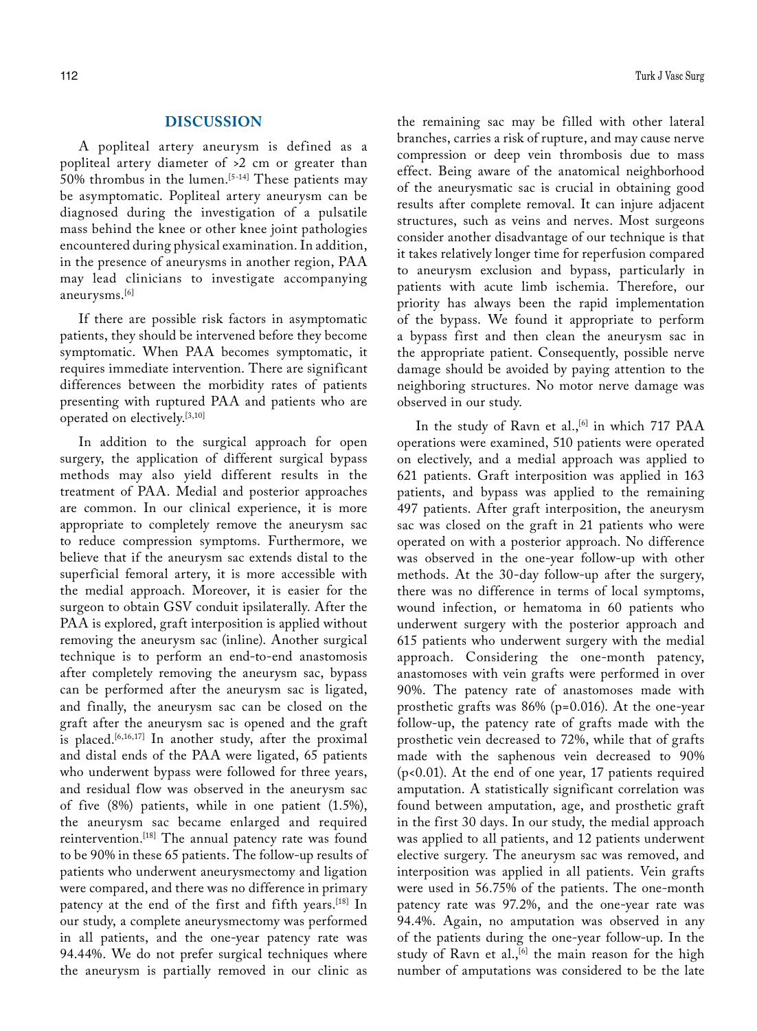## DISCUSSION

A popliteal artery aneurysm is defined as a popliteal artery diameter of >2 cm or greater than 50% thrombus in the lumen.[5-14] These patients may be asymptomatic. Popliteal artery aneurysm can be diagnosed during the investigation of a pulsatile mass behind the knee or other knee joint pathologies encountered during physical examination. In addition, in the presence of aneurysms in another region, PAA may lead clinicians to investigate accompanying aneurysms.[6]

If there are possible risk factors in asymptomatic patients, they should be intervened before they become symptomatic. When PAA becomes symptomatic, it requires immediate intervention. There are significant differences between the morbidity rates of patients presenting with ruptured PAA and patients who are operated on electively.[3,10]

In addition to the surgical approach for open surgery, the application of different surgical bypass methods may also yield different results in the treatment of PAA. Medial and posterior approaches are common. In our clinical experience, it is more appropriate to completely remove the aneurysm sac to reduce compression symptoms. Furthermore, we believe that if the aneurysm sac extends distal to the superficial femoral artery, it is more accessible with the medial approach. Moreover, it is easier for the surgeon to obtain GSV conduit ipsilaterally. After the PAA is explored, graft interposition is applied without removing the aneurysm sac (inline). Another surgical technique is to perform an end-to-end anastomosis after completely removing the aneurysm sac, bypass can be performed after the aneurysm sac is ligated, and finally, the aneurysm sac can be closed on the graft after the aneurysm sac is opened and the graft is placed.[6,16,17] In another study, after the proximal and distal ends of the PAA were ligated, 65 patients who underwent bypass were followed for three years, and residual flow was observed in the aneurysm sac of five (8%) patients, while in one patient (1.5%), the aneurysm sac became enlarged and required reintervention.[18] The annual patency rate was found to be 90% in these 65 patients. The follow-up results of patients who underwent aneurysmectomy and ligation were compared, and there was no difference in primary patency at the end of the first and fifth years.[18] In our study, a complete aneurysmectomy was performed in all patients, and the one-year patency rate was 94.44%. We do not prefer surgical techniques where the aneurysm is partially removed in our clinic as the remaining sac may be filled with other lateral branches, carries a risk of rupture, and may cause nerve compression or deep vein thrombosis due to mass effect. Being aware of the anatomical neighborhood of the aneurysmatic sac is crucial in obtaining good results after complete removal. It can injure adjacent structures, such as veins and nerves. Most surgeons consider another disadvantage of our technique is that it takes relatively longer time for reperfusion compared to aneurysm exclusion and bypass, particularly in patients with acute limb ischemia. Therefore, our priority has always been the rapid implementation of the bypass. We found it appropriate to perform a bypass first and then clean the aneurysm sac in the appropriate patient. Consequently, possible nerve damage should be avoided by paying attention to the neighboring structures. No motor nerve damage was observed in our study.

In the study of Ravn et al.,[6] in which 717 PAA operations were examined, 510 patients were operated on electively, and a medial approach was applied to 621 patients. Graft interposition was applied in 163 patients, and bypass was applied to the remaining 497 patients. After graft interposition, the aneurysm sac was closed on the graft in 21 patients who were operated on with a posterior approach. No difference was observed in the one-year follow-up with other methods. At the 30-day follow-up after the surgery, there was no difference in terms of local symptoms, wound infection, or hematoma in 60 patients who underwent surgery with the posterior approach and 615 patients who underwent surgery with the medial approach. Considering the one-month patency, anastomoses with vein grafts were performed in over 90%. The patency rate of anastomoses made with prosthetic grafts was 86% ($p=0.016$). At the one-year follow-up, the patency rate of grafts made with the prosthetic vein decreased to 72%, while that of grafts made with the saphenous vein decreased to 90% ($p<0.01$). At the end of one year, 17 patients required amputation. A statistically significant correlation was found between amputation, age, and prosthetic graft in the first 30 days. In our study, the medial approach was applied to all patients, and 12 patients underwent elective surgery. The aneurysm sac was removed, and interposition was applied in all patients. Vein grafts were used in 56.75% of the patients. The one-month patency rate was 97.2%, and the one-year rate was 94.4%. Again, no amputation was observed in any of the patients during the one-year follow-up. In the study of Ravn et al.,[6] the main reason for the high number of amputations was considered to be the late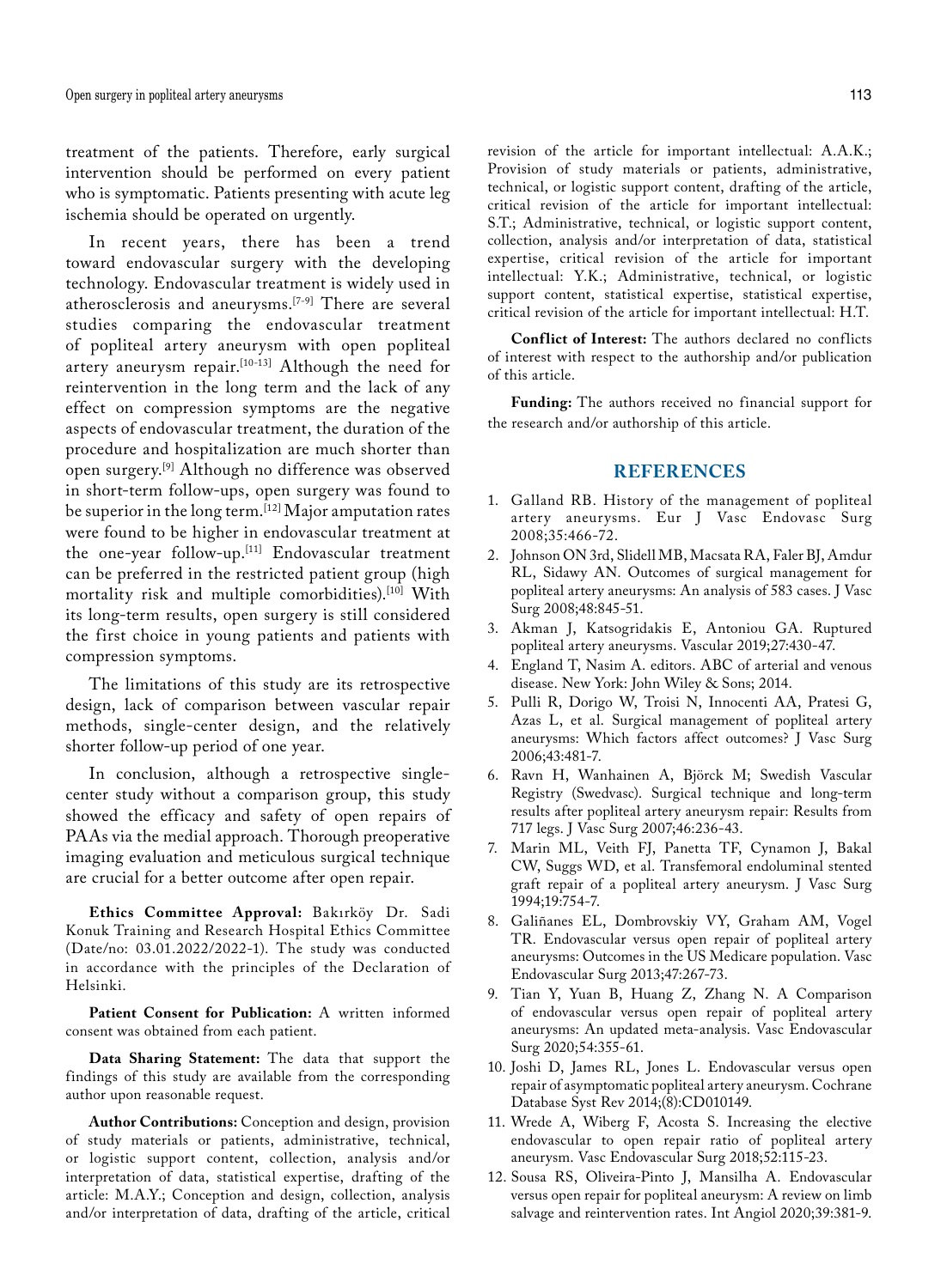treatment of the patients. Therefore, early surgical intervention should be performed on every patient who is symptomatic. Patients presenting with acute leg ischemia should be operated on urgently.

In recent years, there has been a trend toward endovascular surgery with the developing technology. Endovascular treatment is widely used in atherosclerosis and aneurysms.[7-9] There are several studies comparing the endovascular treatment of popliteal artery aneurysm with open popliteal artery aneurysm repair.[10-13] Although the need for reintervention in the long term and the lack of any effect on compression symptoms are the negative aspects of endovascular treatment, the duration of the procedure and hospitalization are much shorter than open surgery.[9] Although no difference was observed in short-term follow-ups, open surgery was found to be superior in the long term.[12] Major amputation rates were found to be higher in endovascular treatment at the one-year follow-up.[11] Endovascular treatment can be preferred in the restricted patient group (high mortality risk and multiple comorbidities).[10] With its long-term results, open surgery is still considered the first choice in young patients and patients with compression symptoms.

The limitations of this study are its retrospective design, lack of comparison between vascular repair methods, single-center design, and the relatively shorter follow-up period of one year.

In conclusion, although a retrospective single-center study without a comparison group, this study showed the efficacy and safety of open repairs of PAAs via the medial approach. Thorough preoperative imaging evaluation and meticulous surgical technique are crucial for a better outcome after open repair.

**Ethics Committee Approval:** Bakırköy Dr. Sadi Konuk Training and Research Hospital Ethics Committee (Date/no: 03.01.2022/2022-1). The study was conducted in accordance with the principles of the Declaration of Helsinki.

**Patient Consent for Publication:** A written informed consent was obtained from each patient.

**Data Sharing Statement:** The data that support the findings of this study are available from the corresponding author upon reasonable request.

**Author Contributions:** Conception and design, provision of study materials or patients, administrative, technical, or logistic support content, collection, analysis and/or interpretation of data, statistical expertise, drafting of the article: M.A.Y.; Conception and design, collection, analysis and/or interpretation of data, drafting of the article, critical revision of the article for important intellectual: A.A.K.; Provision of study materials or patients, administrative, technical, or logistic support content, drafting of the article, critical revision of the article for important intellectual: S.T.; Administrative, technical, or logistic support content, collection, analysis and/or interpretation of data, statistical expertise, critical revision of the article for important intellectual: Y.K.; Administrative, technical, or logistic support content, statistical expertise, statistical expertise, critical revision of the article for important intellectual: H.T.

**Conflict of Interest:** The authors declared no conflicts of interest with respect to the authorship and/or publication of this article.

**Funding:** The authors received no financial support for the research and/or authorship of this article.

## REFERENCES

1. Galland RB. History of the management of popliteal artery aneurysms. Eur J Vasc Endovasc Surg 2008;35:466-72.
2. Johnson ON 3rd, Slidell MB, Macsata RA, Faler BJ, Amdur RL, Sidawy AN. Outcomes of surgical management for popliteal artery aneurysms: An analysis of 583 cases. J Vasc Surg 2008;48:845-51.
3. Akman J, Katsogridakis E, Antoniou GA. Ruptured popliteal artery aneurysms. Vascular 2019;27:430-47.
4. England T, Nasim A. editors. ABC of arterial and venous disease. New York: John Wiley & Sons; 2014.
5. Pulli R, Dorigo W, Troisi N, Innocenti AA, Pratesi G, Azas L, et al. Surgical management of popliteal artery aneurysms: Which factors affect outcomes? J Vasc Surg 2006;43:481-7.
6. Ravn H, Wanhainen A, Björck M; Swedish Vascular Registry (Swedvasc). Surgical technique and long-term results after popliteal artery aneurysm repair: Results from 717 legs. J Vasc Surg 2007;46:236-43.
7. Marin ML, Veith FJ, Panetta TF, Cynamon J, Bakal CW, Suggs WD, et al. Transfemoral endoluminal stented graft repair of a popliteal artery aneurysm. J Vasc Surg 1994;19:754-7.
8. Galiñanes EL, Dombrovskiy VY, Graham AM, Vogel TR. Endovascular versus open repair of popliteal artery aneurysms: Outcomes in the US Medicare population. Vasc Endovascular Surg 2013;47:267-73.
9. Tian Y, Yuan B, Huang Z, Zhang N. A Comparison of endovascular versus open repair of popliteal artery aneurysms: An updated meta-analysis. Vasc Endovascular Surg 2020;54:355-61.
10. Joshi D, James RL, Jones L. Endovascular versus open repair of asymptomatic popliteal artery aneurysm. Cochrane Database Syst Rev 2014;(8):CD010149.
11. Wrede A, Wiberg F, Acosta S. Increasing the elective endovascular to open repair ratio of popliteal artery aneurysm. Vasc Endovascular Surg 2018;52:115-23.
12. Sousa RS, Oliveira-Pinto J, Mansilha A. Endovascular versus open repair for popliteal aneurysm: A review on limb salvage and reintervention rates. Int Angiol 2020;39:381-9.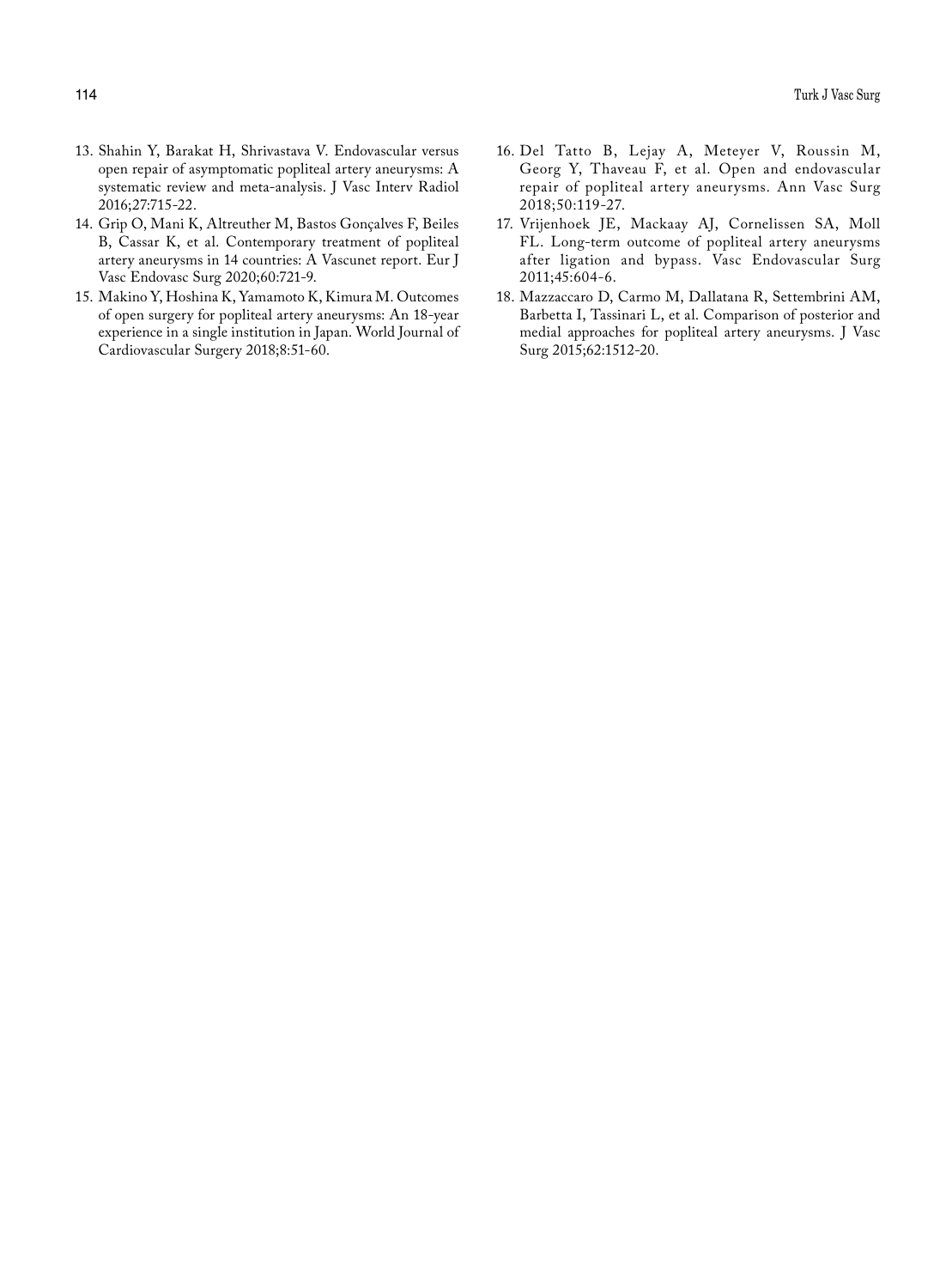13. Shahin Y, Barakat H, Shrivastava V. Endovascular versus open repair of asymptomatic popliteal artery aneurysms: A systematic review and meta-analysis. J Vasc Interv Radiol 2016;27:715-22.
14. Grip O, Mani K, Altreuther M, Bastos Gonçalves F, Beiles B, Cassar K, et al. Contemporary treatment of popliteal artery aneurysms in 14 countries: A Vascunet report. Eur J Vasc Endovasc Surg 2020;60:721-9.
15. Makino Y, Hoshina K, Yamamoto K, Kimura M. Outcomes of open surgery for popliteal artery aneurysms: An 18-year experience in a single institution in Japan. World Journal of Cardiovascular Surgery 2018;8:51-60.
16. Del Tatto B, Lejay A, Meteyer V, Roussin M, Georg Y, Thaveau F, et al. Open and endovascular repair of popliteal artery aneurysms. Ann Vasc Surg 2018;50:119-27.
17. Vrijenhoek JE, Mackaay AJ, Cornelissen SA, Moll FL. Long-term outcome of popliteal artery aneurysms after ligation and bypass. Vasc Endovascular Surg 2011;45:604-6.
18. Mazzaccaro D, Carmo M, Dallatana R, Settembrini AM, Barbetta I, Tassinari L, et al. Comparison of posterior and medial approaches for popliteal artery aneurysms. J Vasc Surg 2015;62:1512-20.